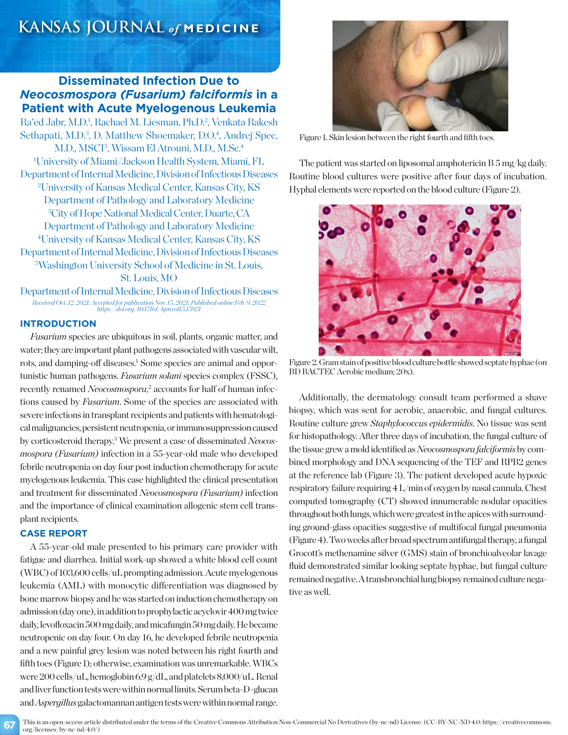# Disseminated Infection Due to *Neocosmospora (Fusarium) falciformis* in a Patient with Acute Myelogenous Leukemia

Ra'ed Jabr, M.D.[1], Rachael M. Liesman, Ph.D.[2], Venkata Rakesh Sethapati, M.D.[3], D. Matthew Shoemaker, D.O.[4], Andrej Spec, M.D., MSCI[5], Wissam El Atrouni, M.D., M.Sc.[4]

[1]University of Miami/Jackson Health System, Miami, FL Department of Internal Medicine, Division of Infectious Diseases

[2]University of Kansas Medical Center, Kansas City, KS Department of Pathology and Laboratory Medicine

[3]City of Hope National Medical Center, Duarte, CA Department of Pathology and Laboratory Medicine

[4]University of Kansas Medical Center, Kansas City, KS Department of Internal Medicine, Division of Infectious Diseases

[5]Washington University School of Medicine in St. Louis, St. Louis, MO Department of Internal Medicine, Division of Infectious Diseases

*Received Oct. 12, 2021; Accepted for publication Nov. 15, 2021; Published online Feb. 9, 2022 https://doi.org/10.17161/kjm.vol15.15921*

## INTRODUCTION

*Fusarium* species are ubiquitous in soil, plants, organic matter, and water; they are important plant pathogens associated with vascular wilt, rots, and damping-off diseases.[1] Some species are animal and opportunistic human pathogens. *Fusarium solani* species complex (FSSC), recently renamed *Neocosmospora*,[2] accounts for half of human infections caused by *Fusarium*. Some of the species are associated with severe infections in transplant recipients and patients with hematological malignancies, persistent neutropenia, or immunosuppression caused by corticosteroid therapy.[3] We present a case of disseminated *Neocosmospora (Fusarium)* infection in a 55-year-old male who developed febrile neutropenia on day four post induction chemotherapy for acute myelogenous leukemia. This case highlighted the clinical presentation and treatment for disseminated *Neocosmospora (Fusarium)* infection and the importance of clinical examination allogenic stem cell transplant recipients.

## CASE REPORT

A 55-year-old male presented to his primary care provider with fatigue and diarrhea. Initial work-up showed a white blood cell count (WBC) of 103,600 cells/uL prompting admission. Acute myelogenous leukemia (AML) with monocytic differentiation was diagnosed by bone marrow biopsy and he was started on induction chemotherapy on admission (day one), in addition to prophylactic acyclovir 400 mg twice daily, levofloxacin 500 mg daily, and micafungin 50 mg daily. He became neutropenic on day four. On day 16, he developed febrile neutropenia and a new painful grey lesion was noted between his right fourth and fifth toes (Figure 1); otherwise, examination was unremarkable. WBCs were 200 cells/uL, hemoglobin 6.9 g/dL, and platelets 8,000/uL. Renal and liver function tests were within normal limits. Serum beta-D-glucan and *Aspergillus* galactomannan antigen tests were within normal range.

Figure 1. Skin lesion between the right fourth and fifth toes.

The patient was started on liposomal amphotericin B 5 mg/kg daily. Routine blood cultures were positive after four days of incubation. Hyphal elements were reported on the blood culture (Figure 2).

Figure 2. Gram stain of positive blood culture bottle showed septate hyphae (on BD BACTEC Aerobic medium; 20x).

Additionally, the dermatology consult team performed a shave biopsy, which was sent for aerobic, anaerobic, and fungal cultures. Routine culture grew *Staphylococcus epidermidis*. No tissue was sent for histopathology. After three days of incubation, the fungal culture of the tissue grew a mold identified as *Neocosmospora falciformis* by combined morphology and DNA sequencing of the TEF and RPB2 genes at the reference lab (Figure 3). The patient developed acute hypoxic respiratory failure requiring 4 L/min of oxygen by nasal cannula. Chest computed tomography (CT) showed innumerable nodular opacities throughout both lungs, which were greatest in the apices with surrounding ground-glass opacities suggestive of multifocal fungal pneumonia (Figure 4). Two weeks after broad spectrum antifungal therapy, a fungal Grocott's methenamine silver (GMS) stain of bronchioalveolar lavage fluid demonstrated similar looking septate hyphae, but fungal culture remained negative. A transbronchial lung biopsy remained culture negative as well.

This is an open-access article distributed under the terms of the Creative Commons Attribution Non-Commercial No Derivatives (by-nc-nd) License. (CC-BY-NC-ND 4.0: https://creativecommons.org/licenses/by-nc-nd/4.0/)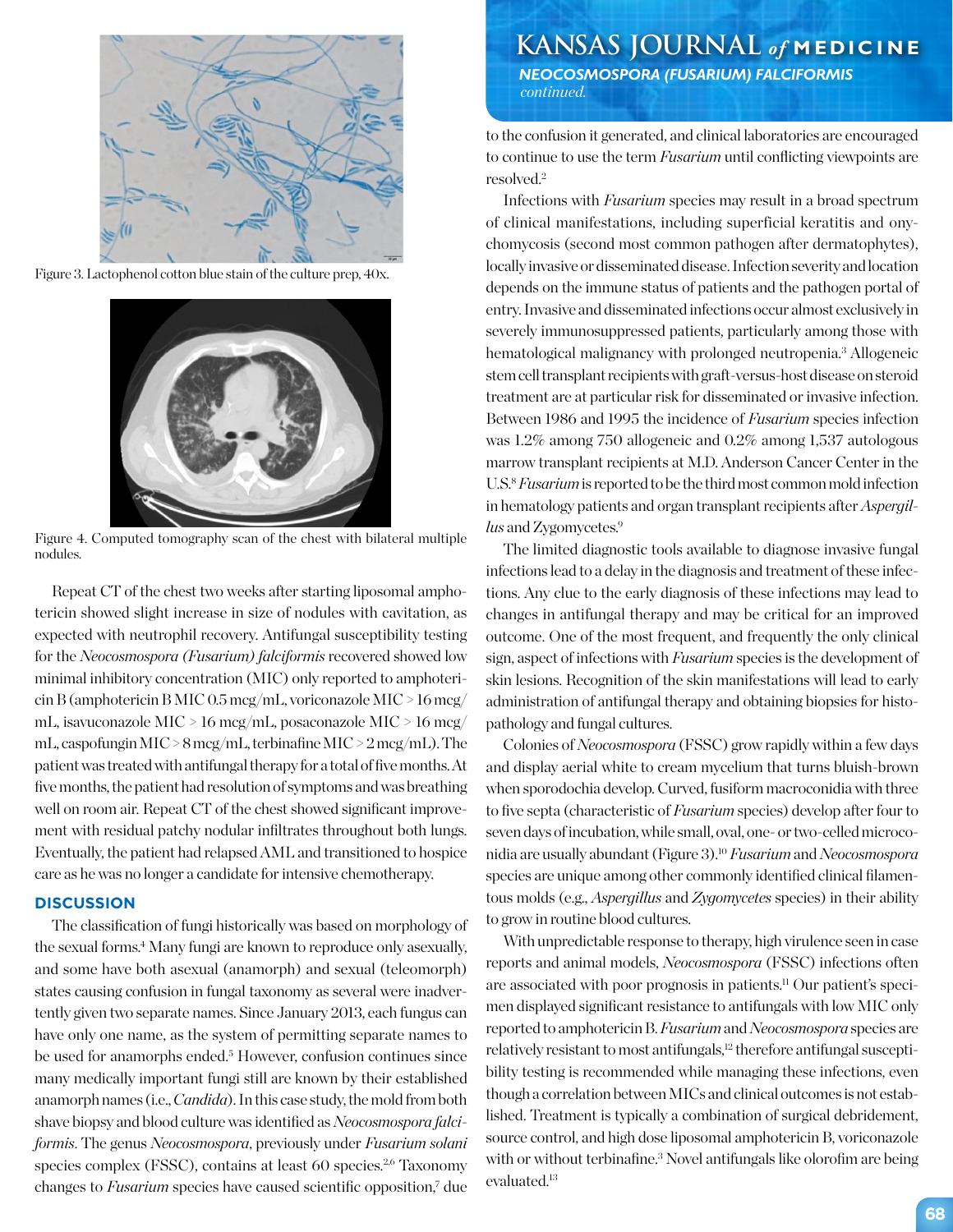Figure 3. Lactophenol cotton blue stain of the culture prep, 40x.

Figure 4. Computed tomography scan of the chest with bilateral multiple nodules.

Repeat CT of the chest two weeks after starting liposomal amphotericin showed slight increase in size of nodules with cavitation, as expected with neutrophil recovery. Antifungal susceptibility testing for the *Neocosmospora (Fusarium) falciformis* recovered showed low minimal inhibitory concentration (MIC) only reported to amphotericin B (amphotericin B MIC 0.5 mcg/mL, voriconazole MIC > 16 mcg/mL, isavuconazole MIC > 16 mcg/mL, posaconazole MIC > 16 mcg/mL, caspofungin MIC > 8 mcg/mL, terbinafine MIC > 2 mcg/mL). The patient was treated with antifungal therapy for a total of five months. At five months, the patient had resolution of symptoms and was breathing well on room air. Repeat CT of the chest showed significant improvement with residual patchy nodular infiltrates throughout both lungs. Eventually, the patient had relapsed AML and transitioned to hospice care as he was no longer a candidate for intensive chemotherapy.

## DISCUSSION

The classification of fungi historically was based on morphology of the sexual forms.[4] Many fungi are known to reproduce only asexually, and some have both asexual (anamorph) and sexual (teleomorph) states causing confusion in fungal taxonomy as several were inadvertently given two separate names. Since January 2013, each fungus can have only one name, as the system of permitting separate names to be used for anamorphs ended.[5] However, confusion continues since many medically important fungi still are known by their established anamorph names (i.e., *Candida*). In this case study, the mold from both shave biopsy and blood culture was identified as *Neocosmospora falciformis*. The genus *Neocosmospora*, previously under *Fusarium solani* species complex (FSSC), contains at least 60 species.[2,6] Taxonomy changes to *Fusarium* species have caused scientific opposition,[7] due to the confusion it generated, and clinical laboratories are encouraged to continue to use the term *Fusarium* until conflicting viewpoints are resolved.[2]

Infections with *Fusarium* species may result in a broad spectrum of clinical manifestations, including superficial keratitis and onychomycosis (second most common pathogen after dermatophytes), locally invasive or disseminated disease. Infection severity and location depends on the immune status of patients and the pathogen portal of entry. Invasive and disseminated infections occur almost exclusively in severely immunosuppressed patients, particularly among those with hematological malignancy with prolonged neutropenia.[3] Allogeneic stem cell transplant recipients with graft-versus-host disease on steroid treatment are at particular risk for disseminated or invasive infection. Between 1986 and 1995 the incidence of *Fusarium* species infection was 1.2% among 750 allogeneic and 0.2% among 1,537 autologous marrow transplant recipients at M.D. Anderson Cancer Center in the U.S.[8] *Fusarium* is reported to be the third most common mold infection in hematology patients and organ transplant recipients after *Aspergillus* and Zygomycetes.[9]

The limited diagnostic tools available to diagnose invasive fungal infections lead to a delay in the diagnosis and treatment of these infections. Any clue to the early diagnosis of these infections may lead to changes in antifungal therapy and may be critical for an improved outcome. One of the most frequent, and frequently the only clinical sign, aspect of infections with *Fusarium* species is the development of skin lesions. Recognition of the skin manifestations will lead to early administration of antifungal therapy and obtaining biopsies for histopathology and fungal cultures.

Colonies of *Neocosmospora* (FSSC) grow rapidly within a few days and display aerial white to cream mycelium that turns bluish-brown when sporodochia develop. Curved, fusiform macroconidia with three to five septa (characteristic of *Fusarium* species) develop after four to seven days of incubation, while small, oval, one- or two-celled microconidia are usually abundant (Figure 3).[10] *Fusarium* and *Neocosmospora* species are unique among other commonly identified clinical filamentous molds (e.g., *Aspergillus* and *Zygomycetes* species) in their ability to grow in routine blood cultures.

With unpredictable response to therapy, high virulence seen in case reports and animal models, *Neocosmospora* (FSSC) infections often are associated with poor prognosis in patients.[11] Our patient's specimen displayed significant resistance to antifungals with low MIC only reported to amphotericin B. *Fusarium* and *Neocosmospora* species are relatively resistant to most antifungals,[12] therefore antifungal susceptibility testing is recommended while managing these infections, even though a correlation between MICs and clinical outcomes is not established. Treatment is typically a combination of surgical debridement, source control, and high dose liposomal amphotericin B, voriconazole with or without terbinafine.[3] Novel antifungals like olorofim are being evaluated.[13]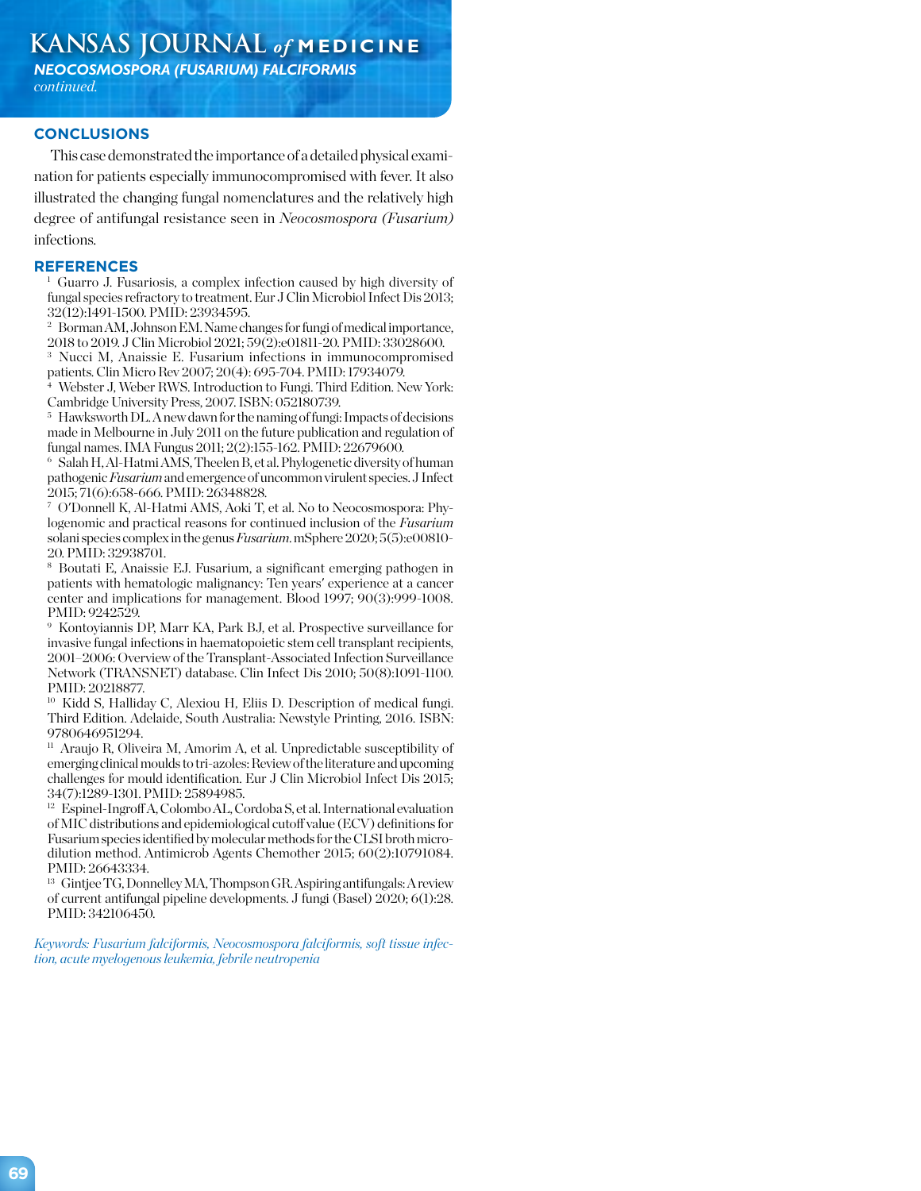## CONCLUSIONS

This case demonstrated the importance of a detailed physical examination for patients especially immunocompromised with fever. It also illustrated the changing fungal nomenclatures and the relatively high degree of antifungal resistance seen in *Neocosmospora (Fusarium)* infections.

## REFERENCES

[1] Guarro J. Fusariosis, a complex infection caused by high diversity of fungal species refractory to treatment. Eur J Clin Microbiol Infect Dis 2013; 32(12):1491-1500. PMID: 23934595.

[2] Borman AM, Johnson EM. Name changes for fungi of medical importance, 2018 to 2019. J Clin Microbiol 2021; 59(2):e01811-20. PMID: 33028600.

[3] Nucci M, Anaissie E. Fusarium infections in immunocompromised patients. Clin Micro Rev 2007; 20(4): 695-704. PMID: 17934079.

[4] Webster J, Weber RWS. Introduction to Fungi. Third Edition. New York: Cambridge University Press, 2007. ISBN: 052180739.

[5] Hawksworth DL. A new dawn for the naming of fungi: Impacts of decisions made in Melbourne in July 2011 on the future publication and regulation of fungal names. IMA Fungus 2011; 2(2):155-162. PMID: 22679600.

[6] Salah H, Al-Hatmi AMS, Theelen B, et al. Phylogenetic diversity of human pathogenic *Fusarium* and emergence of uncommon virulent species. J Infect 2015; 71(6):658-666. PMID: 26348828.

[7] O'Donnell K, Al-Hatmi AMS, Aoki T, et al. No to Neocosmospora: Phylogenomic and practical reasons for continued inclusion of the *Fusarium* solani species complex in the genus *Fusarium*. mSphere 2020; 5(5):e00810-20. PMID: 32938701.

[8] Boutati E, Anaissie EJ. Fusarium, a significant emerging pathogen in patients with hematologic malignancy: Ten years' experience at a cancer center and implications for management. Blood 1997; 90(3):999-1008. PMID: 9242529.

[9] Kontoyiannis DP, Marr KA, Park BJ, et al. Prospective surveillance for invasive fungal infections in haematopoietic stem cell transplant recipients, 2001–2006: Overview of the Transplant-Associated Infection Surveillance Network (TRANSNET) database. Clin Infect Dis 2010; 50(8):1091-1100. PMID: 20218877.

[10] Kidd S, Halliday C, Alexiou H, Eliis D. Description of medical fungi. Third Edition. Adelaide, South Australia: Newstyle Printing, 2016. ISBN: 9780646951294.

[11] Araujo R, Oliveira M, Amorim A, et al. Unpredictable susceptibility of emerging clinical moulds to tri-azoles: Review of the literature and upcoming challenges for mould identification. Eur J Clin Microbiol Infect Dis 2015; 34(7):1289-1301. PMID: 25894985.

[12] Espinel-Ingroff A, Colombo AL, Cordoba S, et al. International evaluation of MIC distributions and epidemiological cutoff value (ECV) definitions for Fusarium species identified by molecular methods for the CLSI broth microdilution method. Antimicrob Agents Chemother 2015; 60(2):10791084. PMID: 26643334.

[13] Gintjee TG, Donnelley MA, Thompson GR. Aspiring antifungals: A review of current antifungal pipeline developments. J fungi (Basel) 2020; 6(1):28. PMID: 342106450.

*Keywords: Fusarium falciformis, Neocosmospora falciformis, soft tissue infection, acute myelogenous leukemia, febrile neutropenia*